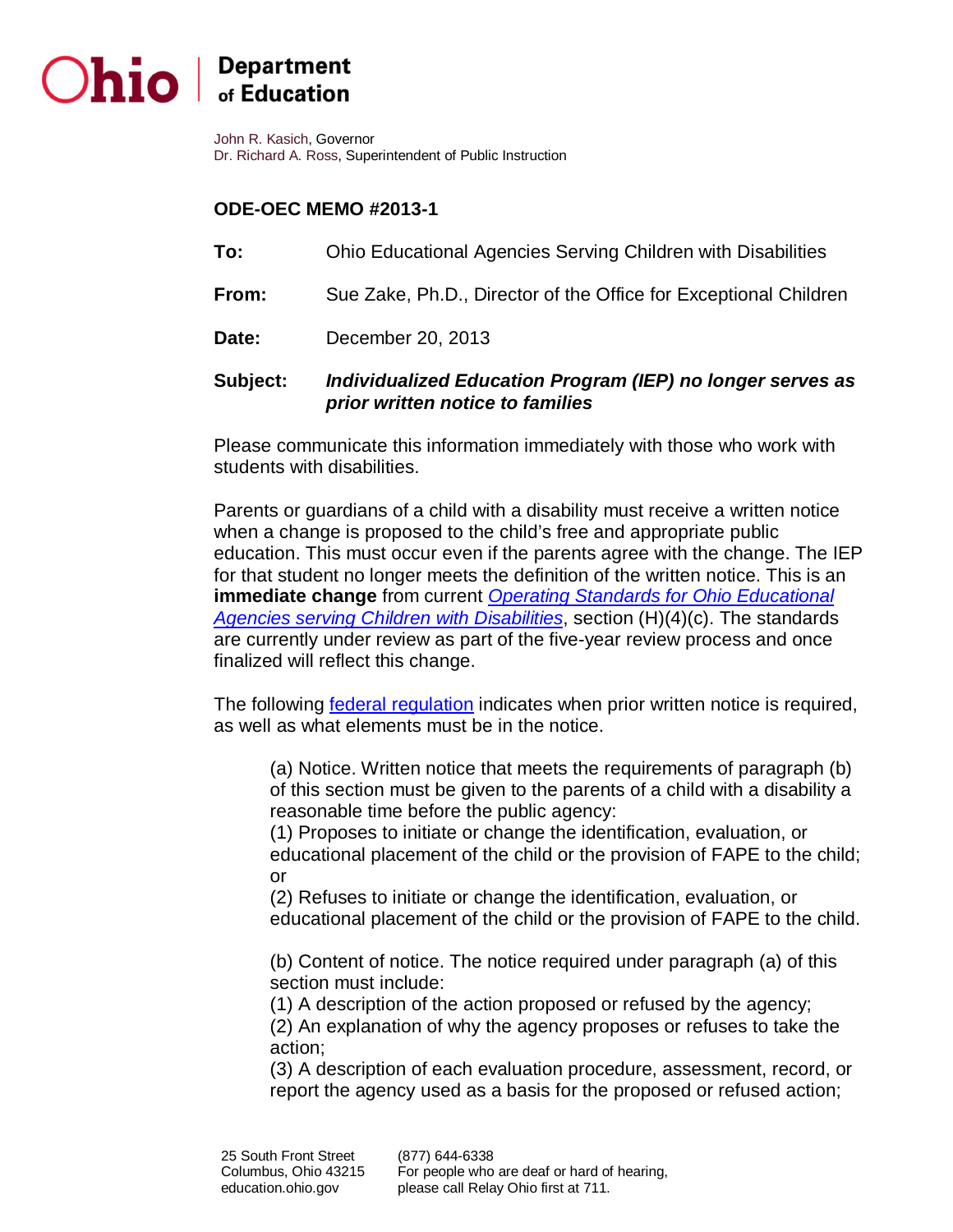# Ohio | Department of Education

John R. Kasich, Governor
Dr. Richard A. Ross, Superintendent of Public Instruction

## ODE-OEC MEMO #2013-1

**To:** Ohio Educational Agencies Serving Children with Disabilities

**From:** Sue Zake, Ph.D., Director of the Office for Exceptional Children

**Date:** December 20, 2013

**Subject:** ***Individualized Education Program (IEP) no longer serves as prior written notice to families***

Please communicate this information immediately with those who work with students with disabilities.

Parents or guardians of a child with a disability must receive a written notice when a change is proposed to the child's free and appropriate public education. This must occur even if the parents agree with the change. The IEP for that student no longer meets the definition of the written notice. This is an **immediate change** from current *Operating Standards for Ohio Educational Agencies serving Children with Disabilities*, section (H)(4)(c). The standards are currently under review as part of the five-year review process and once finalized will reflect this change.

The following federal regulation indicates when prior written notice is required, as well as what elements must be in the notice.

> (a) Notice. Written notice that meets the requirements of paragraph (b) of this section must be given to the parents of a child with a disability a reasonable time before the public agency:
> (1) Proposes to initiate or change the identification, evaluation, or educational placement of the child or the provision of FAPE to the child; or
> (2) Refuses to initiate or change the identification, evaluation, or educational placement of the child or the provision of FAPE to the child.
>
> (b) Content of notice. The notice required under paragraph (a) of this section must include:
> (1) A description of the action proposed or refused by the agency;
> (2) An explanation of why the agency proposes or refuses to take the action;
> (3) A description of each evaluation procedure, assessment, record, or report the agency used as a basis for the proposed or refused action;

25 South Front Street
Columbus, Ohio 43215
education.ohio.gov

(877) 644-6338
For people who are deaf or hard of hearing, please call Relay Ohio first at 711.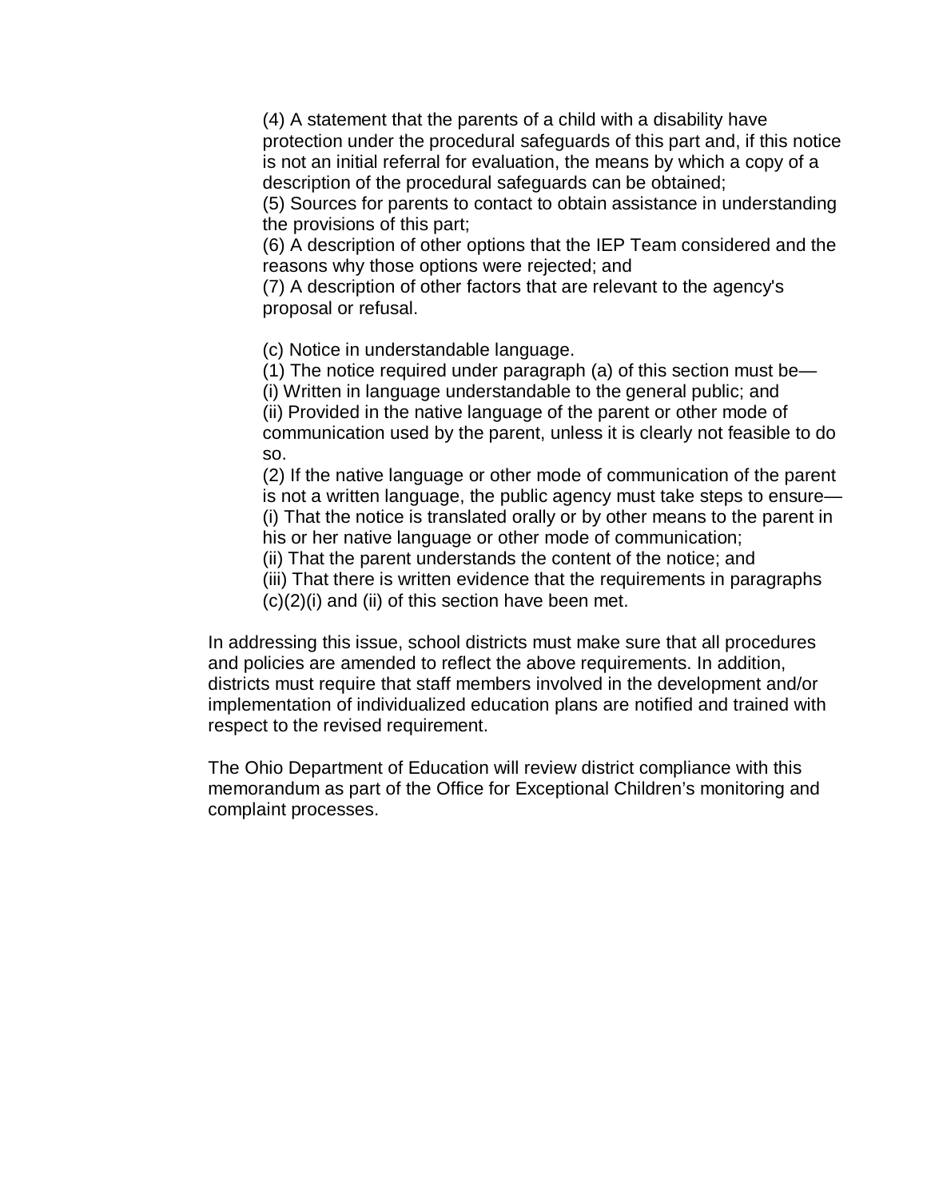(4) A statement that the parents of a child with a disability have protection under the procedural safeguards of this part and, if this notice is not an initial referral for evaluation, the means by which a copy of a description of the procedural safeguards can be obtained;
(5) Sources for parents to contact to obtain assistance in understanding the provisions of this part;
(6) A description of other options that the IEP Team considered and the reasons why those options were rejected; and
(7) A description of other factors that are relevant to the agency's proposal or refusal.

(c) Notice in understandable language.
(1) The notice required under paragraph (a) of this section must be—
(i) Written in language understandable to the general public; and
(ii) Provided in the native language of the parent or other mode of communication used by the parent, unless it is clearly not feasible to do so.
(2) If the native language or other mode of communication of the parent is not a written language, the public agency must take steps to ensure—
(i) That the notice is translated orally or by other means to the parent in his or her native language or other mode of communication;
(ii) That the parent understands the content of the notice; and
(iii) That there is written evidence that the requirements in paragraphs (c)(2)(i) and (ii) of this section have been met.

In addressing this issue, school districts must make sure that all procedures and policies are amended to reflect the above requirements. In addition, districts must require that staff members involved in the development and/or implementation of individualized education plans are notified and trained with respect to the revised requirement.

The Ohio Department of Education will review district compliance with this memorandum as part of the Office for Exceptional Children's monitoring and complaint processes.